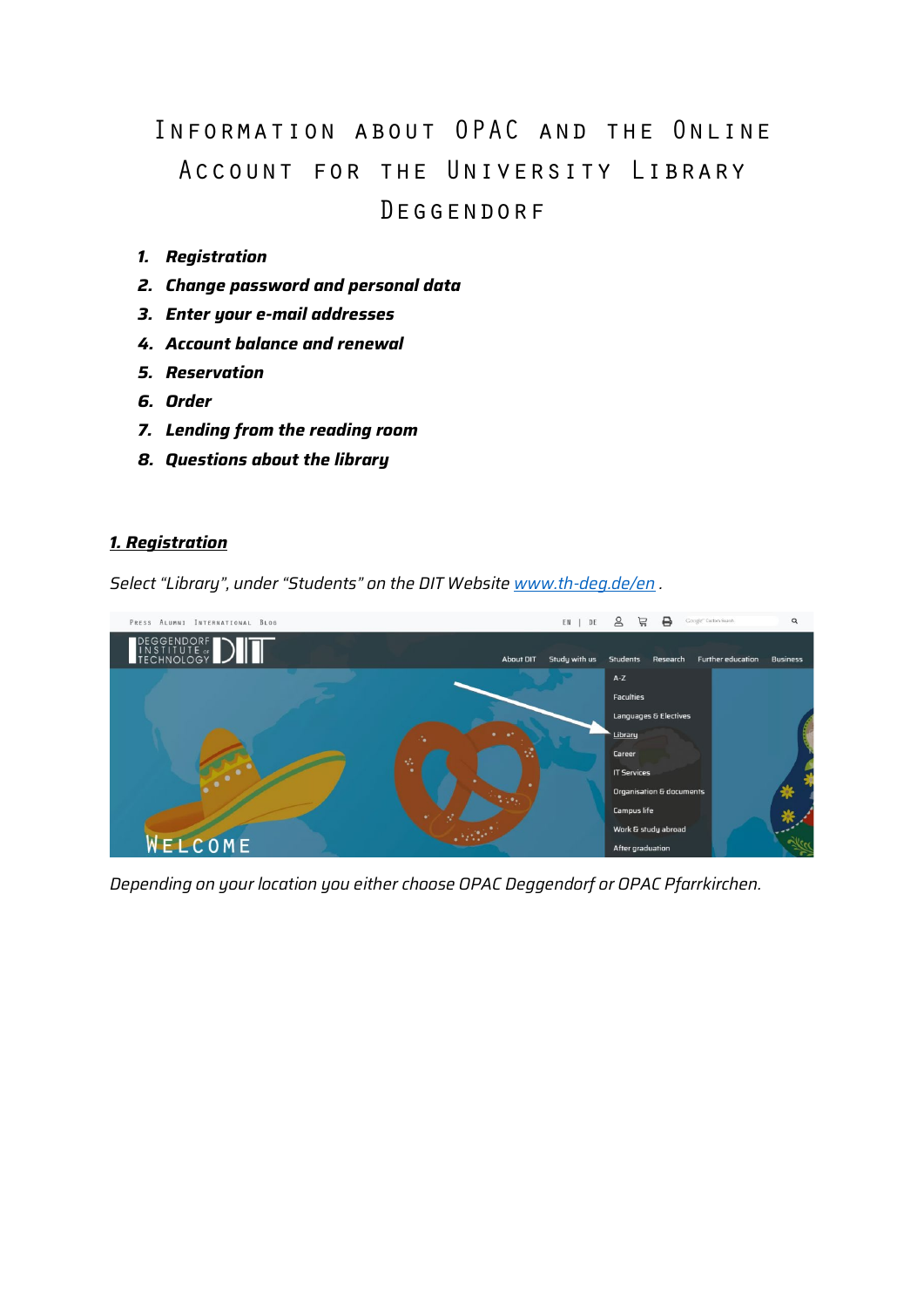# Information about OPAC and the Online Account for the University Library Deggendorf

1. ***Registration***
2. ***Change password and personal data***
3. ***Enter your e-mail addresses***
4. ***Account balance and renewal***
5. ***Reservation***
6. ***Order***
7. ***Lending from the reading room***
8. ***Questions about the library***

## 1. Registration

*Select "Library", under "Students" on the DIT Website [www.th-deg.de/en](www.th-deg.de/en) .*

*Depending on your location you either choose OPAC Deggendorf or OPAC Pfarrkirchen.*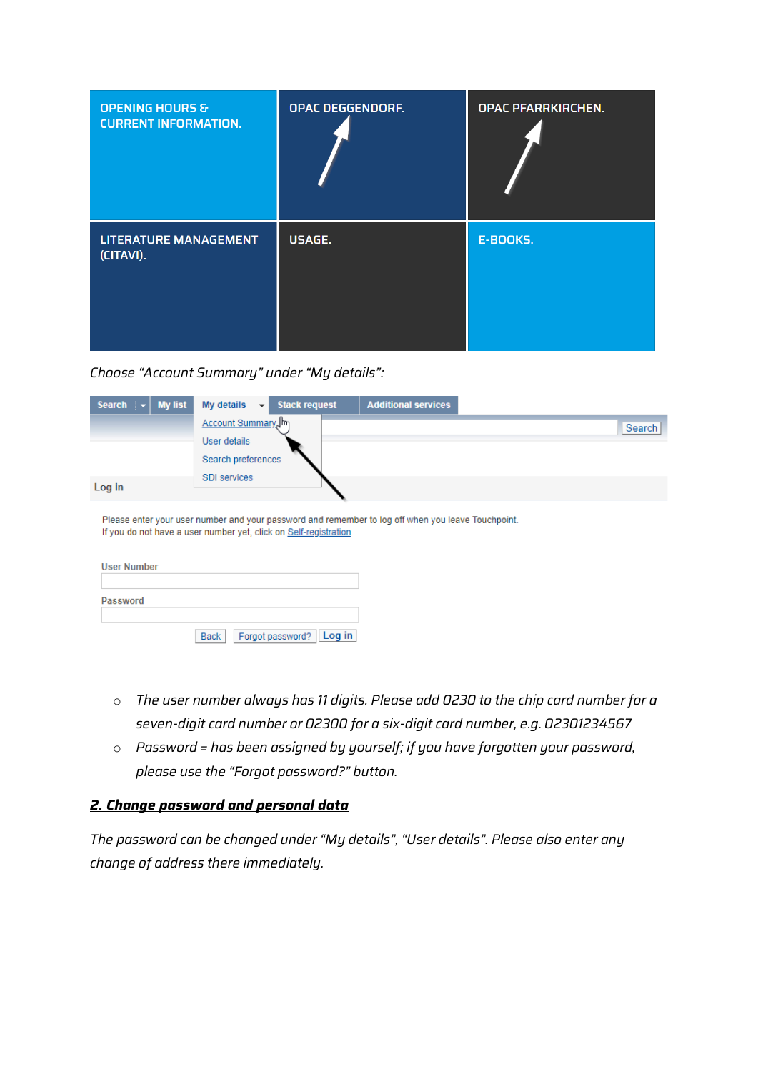OPENING HOURS & CURRENT INFORMATION. | OPAC DEGGENDORF. | OPAC PFARRKIRCHEN.

LITERATURE MANAGEMENT (CITAVI). | USAGE. | E-BOOKS.

*Choose "Account Summary" under "My details":*

Search | My list | My details | Stack request | Additional services

Account Summary
User details
Search preferences
SDI services

Log in

Please enter your user number and your password and remember to log off when you leave Touchpoint.
If you do not have a user number yet, click on Self-registration

User Number

Password

Back | Forgot password? | Log in

- *The user number always has 11 digits. Please add 0230 to the chip card number for a seven-digit card number or 02300 for a six-digit card number, e.g. 02301234567*
- *Password = has been assigned by yourself; if you have forgotten your password, please use the "Forgot password?" button.*

## ***2. Change password and personal data***

*The password can be changed under "My details", "User details". Please also enter any change of address there immediately.*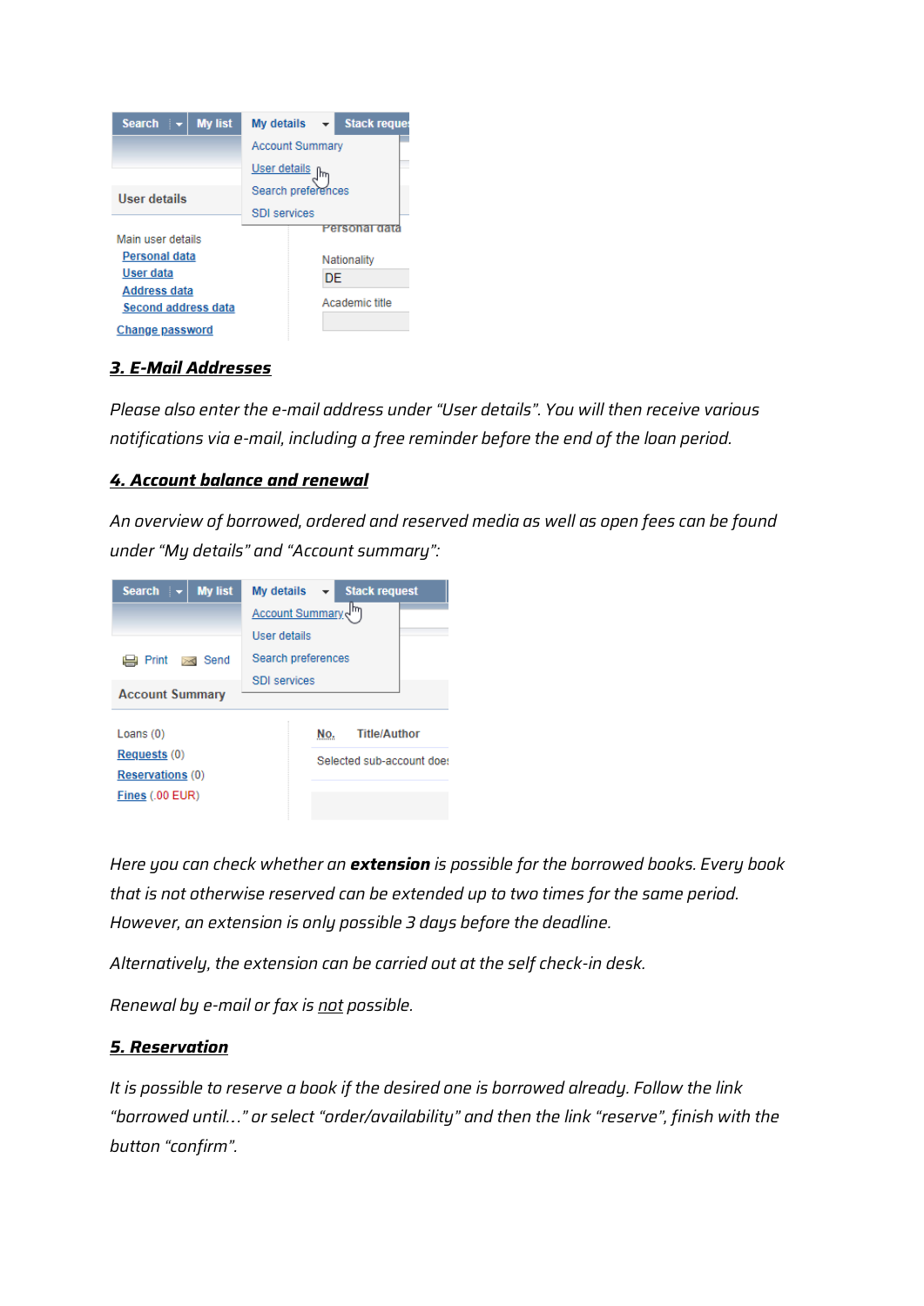### 3. E-Mail Addresses

*Please also enter the e-mail address under "User details". You will then receive various notifications via e-mail, including a free reminder before the end of the loan period.*

### 4. Account balance and renewal

*An overview of borrowed, ordered and reserved media as well as open fees can be found under "My details" and "Account summary":*

*Here you can check whether an **extension** is possible for the borrowed books. Every book that is not otherwise reserved can be extended up to two times for the same period. However, an extension is only possible 3 days before the deadline.*

*Alternatively, the extension can be carried out at the self check-in desk.*

*Renewal by e-mail or fax is not possible.*

### 5. Reservation

*It is possible to reserve a book if the desired one is borrowed already. Follow the link "borrowed until…" or select "order/availability" and then the link "reserve", finish with the button "confirm".*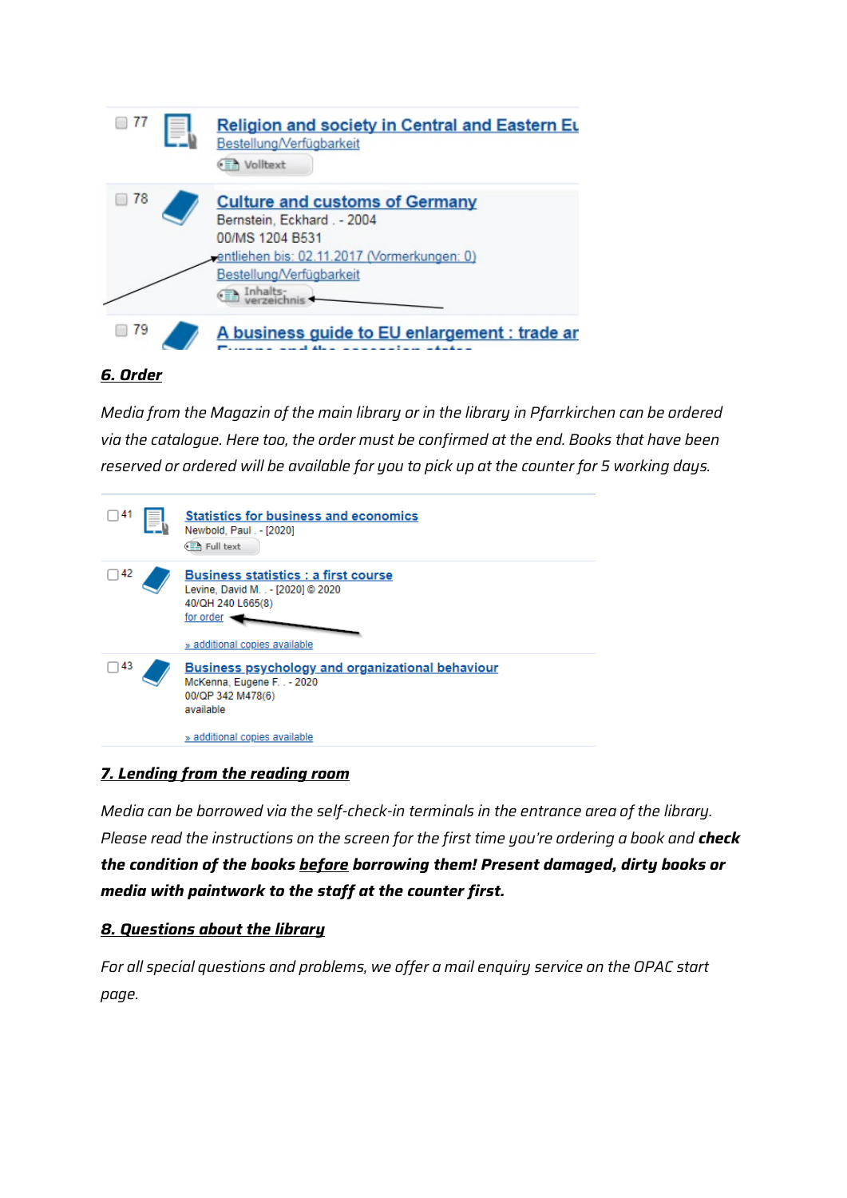77 Religion and society in Central and Eastern Eu
Bestellung/Verfügbarkeit
Volltext

78 Culture and customs of Germany
Bernstein, Eckhard . - 2004
00/MS 1204 B531
entliehen bis: 02.11.2017 (Vormerkungen: 0)
Bestellung/Verfügbarkeit
Inhalts-verzeichnis

79 A business guide to EU enlargement : trade ar

## *6. Order*

*Media from the Magazin of the main library or in the library in Pfarrkirchen can be ordered via the catalogue. Here too, the order must be confirmed at the end. Books that have been reserved or ordered will be available for you to pick up at the counter for 5 working days.*

41 Statistics for business and economics
Newbold, Paul . - [2020]
Full text

42 Business statistics : a first course
Levine, David M. . - [2020] © 2020
40/QH 240 L665(8)
for order
» additional copies available

43 Business psychology and organizational behaviour
McKenna, Eugene F. . - 2020
00/QP 342 M478(6)
available
» additional copies available

## *7. Lending from the reading room*

*Media can be borrowed via the self-check-in terminals in the entrance area of the library. Please read the instructions on the screen for the first time you're ordering a book and **check the condition of the books before borrowing them! Present damaged, dirty books or media with paintwork to the staff at the counter first.***

## *8. Questions about the library*

*For all special questions and problems, we offer a mail enquiry service on the OPAC start page.*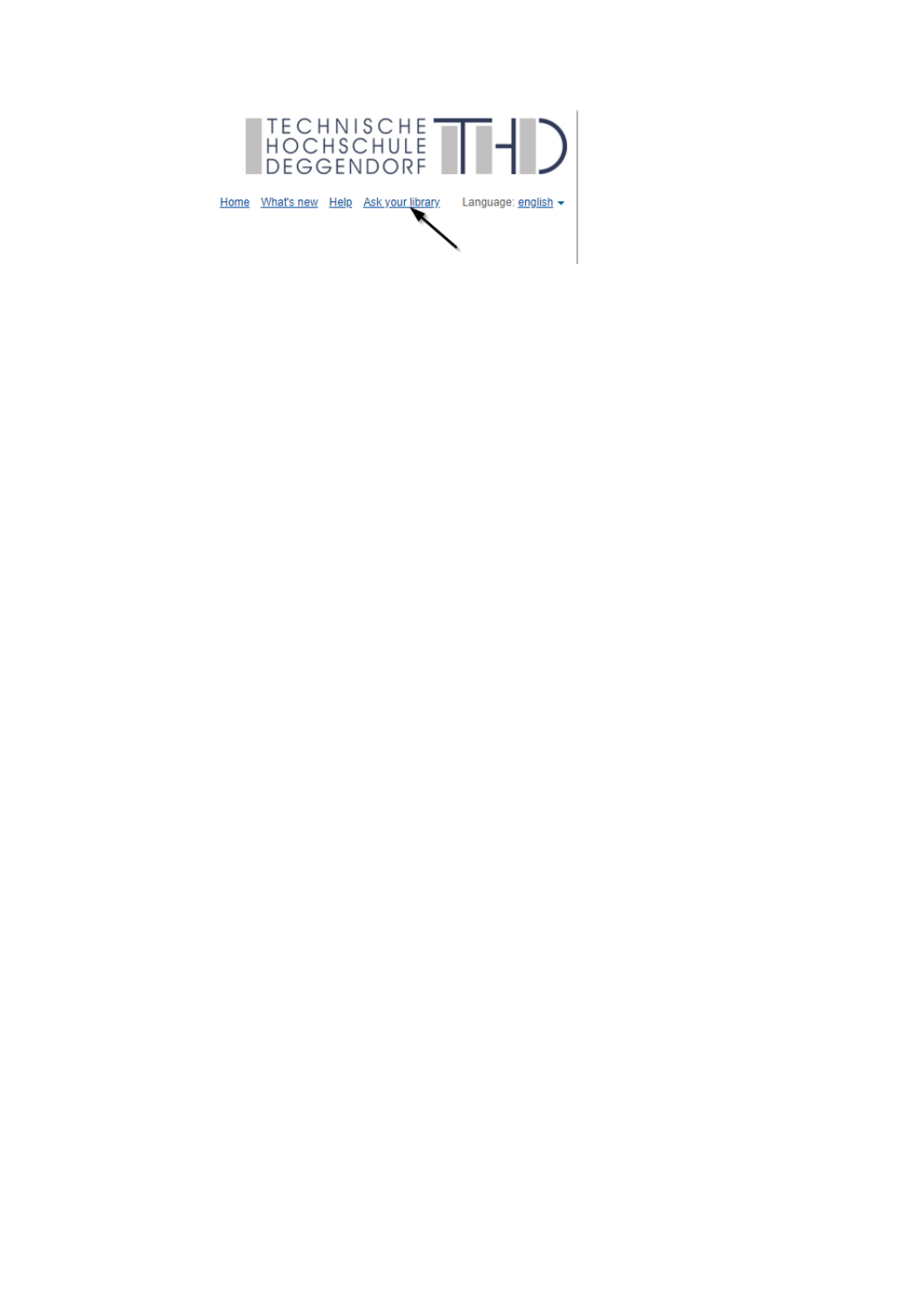TECHNISCHE HOCHSCHULE DEGGENDORF

Home What's new Help Ask your library Language: english